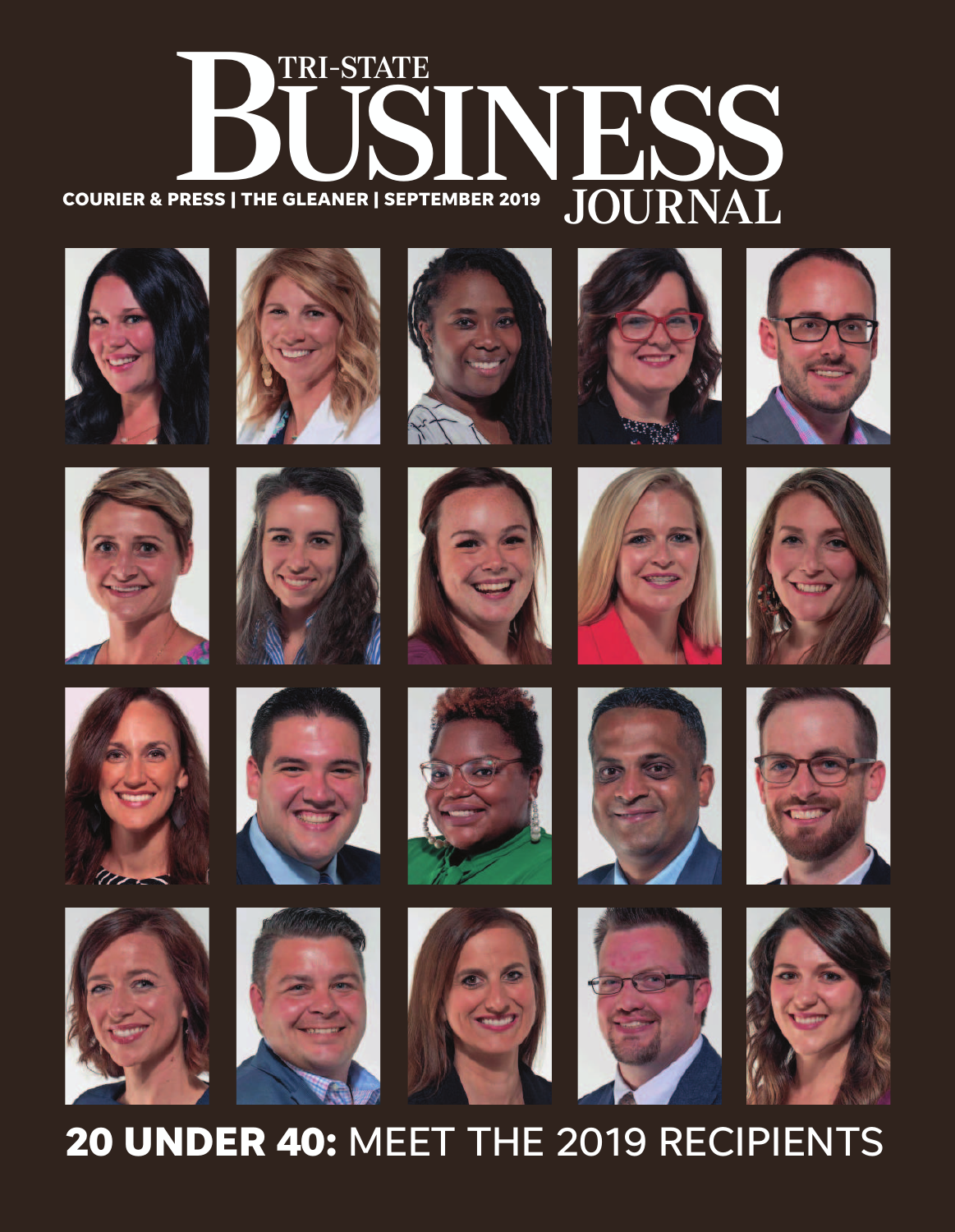# TRI-STATE BUSINESS JOURNAL

COURIER & PRESS | THE GLEANER | SEPTEMBER 2019

## 20 UNDER 40: MEET THE 2019 RECIPIENTS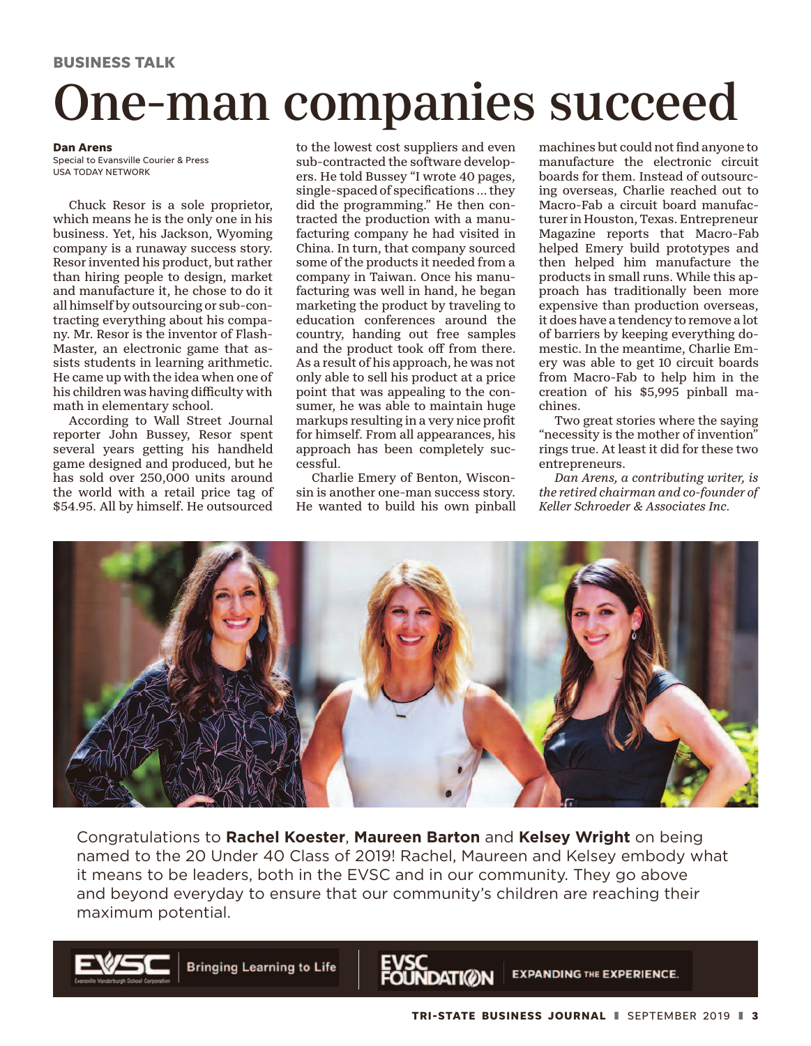BUSINESS TALK

# One-man companies succeed

**Dan Arens**
Special to Evansville Courier & Press
USA TODAY NETWORK

Chuck Resor is a sole proprietor, which means he is the only one in his business. Yet, his Jackson, Wyoming company is a runaway success story. Resor invented his product, but rather than hiring people to design, market and manufacture it, he chose to do it all himself by outsourcing or sub-contracting everything about his company. Mr. Resor is the inventor of Flash-Master, an electronic game that assists students in learning arithmetic. He came up with the idea when one of his children was having difficulty with math in elementary school.

According to Wall Street Journal reporter John Bussey, Resor spent several years getting his handheld game designed and produced, but he has sold over 250,000 units around the world with a retail price tag of $54.95. All by himself. He outsourced to the lowest cost suppliers and even sub-contracted the software developers. He told Bussey "I wrote 40 pages, single-spaced of specifications ... they did the programming." He then contracted the production with a manufacturing company he had visited in China. In turn, that company sourced some of the products it needed from a company in Taiwan. Once his manufacturing was well in hand, he began marketing the product by traveling to education conferences around the country, handing out free samples and the product took off from there. As a result of his approach, he was not only able to sell his product at a price point that was appealing to the consumer, he was able to maintain huge markups resulting in a very nice profit for himself. From all appearances, his approach has been completely successful.

Charlie Emery of Benton, Wisconsin is another one-man success story. He wanted to build his own pinball machines but could not find anyone to manufacture the electronic circuit boards for them. Instead of outsourcing overseas, Charlie reached out to Macro-Fab a circuit board manufacturer in Houston, Texas. Entrepreneur Magazine reports that Macro-Fab helped Emery build prototypes and then helped him manufacture the products in small runs. While this approach has traditionally been more expensive than production overseas, it does have a tendency to remove a lot of barriers by keeping everything domestic. In the meantime, Charlie Emery was able to get 10 circuit boards from Macro-Fab to help him in the creation of his $5,995 pinball machines.

Two great stories where the saying "necessity is the mother of invention" rings true. At least it did for these two entrepreneurs.

*Dan Arens, a contributing writer, is the retired chairman and co-founder of Keller Schroeder & Associates Inc.*

Congratulations to **Rachel Koester**, **Maureen Barton** and **Kelsey Wright** on being named to the 20 Under 40 Class of 2019! Rachel, Maureen and Kelsey embody what it means to be leaders, both in the EVSC and in our community. They go above and beyond everyday to ensure that our community's children are reaching their maximum potential.

EVSC Evansville Vanderburgh School Corporation | Bringing Learning to Life

EVSC FOUNDATION | EXPANDING THE EXPERIENCE.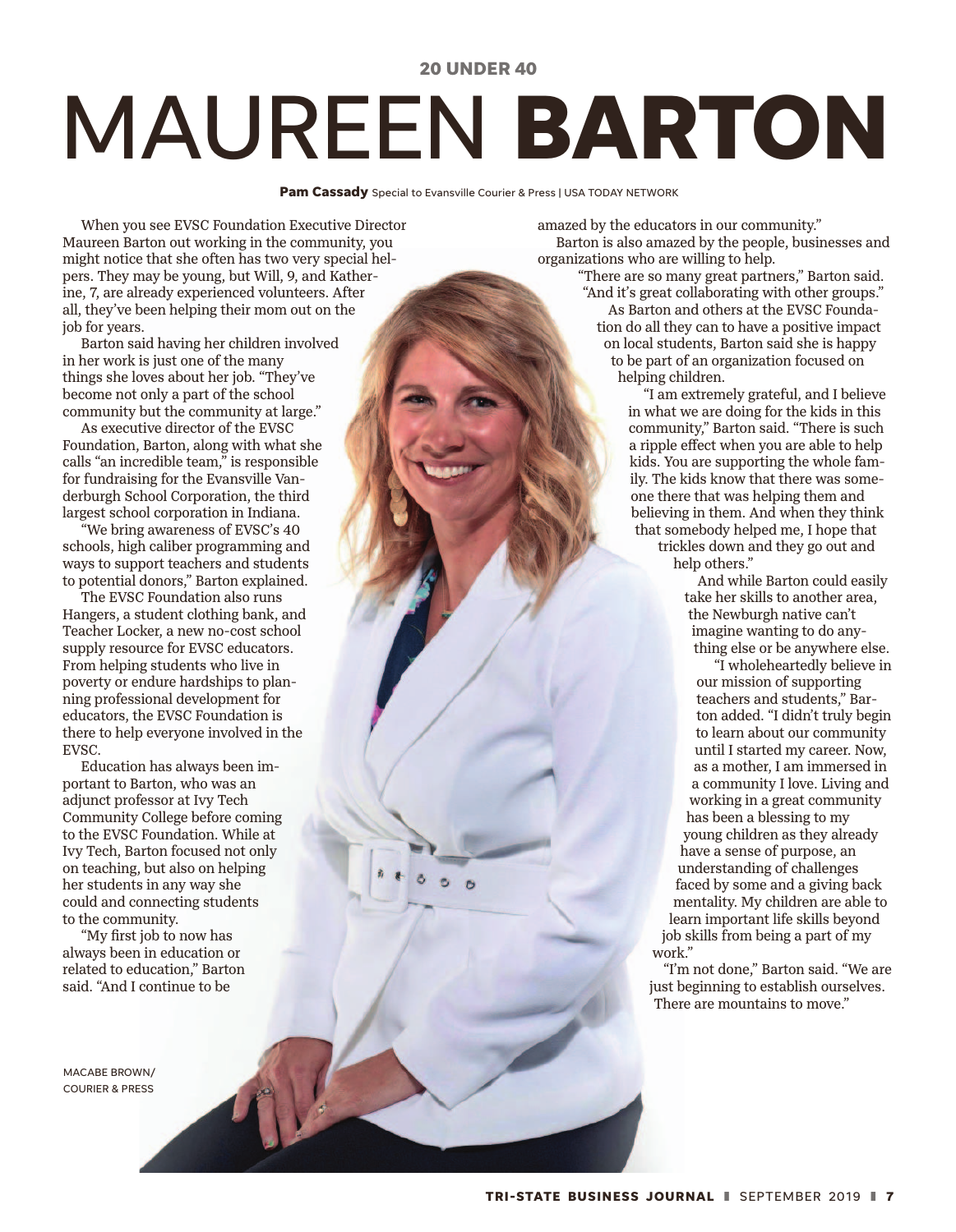20 UNDER 40

# MAUREEN **BARTON**

**Pam Cassady** Special to Evansville Courier & Press | USA TODAY NETWORK

When you see EVSC Foundation Executive Director Maureen Barton out working in the community, you might notice that she often has two very special helpers. They may be young, but Will, 9, and Katherine, 7, are already experienced volunteers. After all, they've been helping their mom out on the job for years.

Barton said having her children involved in her work is just one of the many things she loves about her job. "They've become not only a part of the school community but the community at large."

As executive director of the EVSC Foundation, Barton, along with what she calls "an incredible team," is responsible for fundraising for the Evansville Vanderburgh School Corporation, the third largest school corporation in Indiana.

"We bring awareness of EVSC's 40 schools, high caliber programming and ways to support teachers and students to potential donors," Barton explained.

The EVSC Foundation also runs Hangers, a student clothing bank, and Teacher Locker, a new no-cost school supply resource for EVSC educators. From helping students who live in poverty or endure hardships to planning professional development for educators, the EVSC Foundation is there to help everyone involved in the EVSC.

Education has always been important to Barton, who was an adjunct professor at Ivy Tech Community College before coming to the EVSC Foundation. While at Ivy Tech, Barton focused not only on teaching, but also on helping her students in any way she could and connecting students to the community.

"My first job to now has always been in education or related to education," Barton said. "And I continue to be amazed by the educators in our community."

Barton is also amazed by the people, businesses and organizations who are willing to help.

"There are so many great partners," Barton said. "And it's great collaborating with other groups."

As Barton and others at the EVSC Foundation do all they can to have a positive impact on local students, Barton said she is happy to be part of an organization focused on helping children.

"I am extremely grateful, and I believe in what we are doing for the kids in this community," Barton said. "There is such a ripple effect when you are able to help kids. You are supporting the whole family. The kids know that there was someone there that was helping them and believing in them. And when they think that somebody helped me, I hope that trickles down and they go out and help others."

And while Barton could easily take her skills to another area, the Newburgh native can't imagine wanting to do anything else or be anywhere else.

"I wholeheartedly believe in our mission of supporting teachers and students," Barton added. "I didn't truly begin to learn about our community until I started my career. Now, as a mother, I am immersed in a community I love. Living and working in a great community has been a blessing to my young children as they already have a sense of purpose, an understanding of challenges faced by some and a giving back mentality. My children are able to learn important life skills beyond job skills from being a part of my work."

"I'm not done," Barton said. "We are just beginning to establish ourselves. There are mountains to move."

MACABE BROWN/ COURIER & PRESS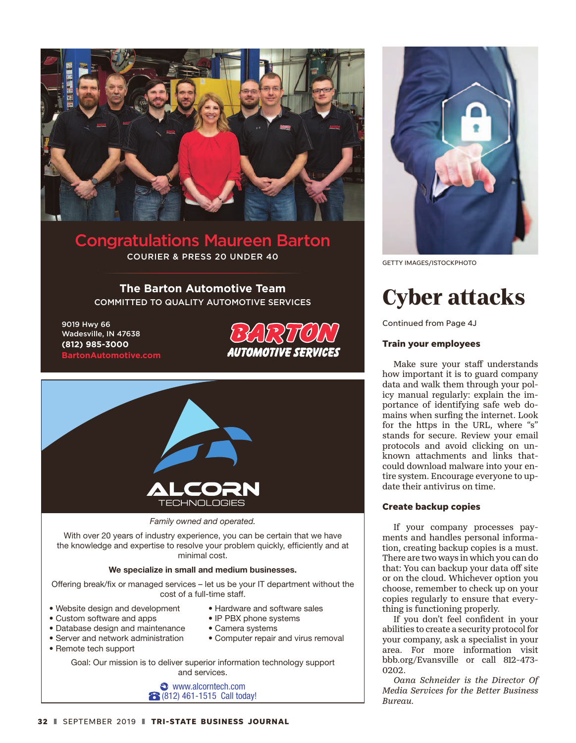## Congratulations Maureen Barton

COURIER & PRESS 20 UNDER 40

**The Barton Automotive Team**

COMMITTED TO QUALITY AUTOMOTIVE SERVICES

9019 Hwy 66
Wadesville, IN 47638
**(812) 985-3000**
**BartonAutomotive.com**

BARTON AUTOMOTIVE SERVICES

ALCORN TECHNOLOGIES

*Family owned and operated.*

With over 20 years of industry experience, you can be certain that we have the knowledge and expertise to resolve your problem quickly, efficiently and at minimal cost.

**We specialize in small and medium businesses.**

Offering break/fix or managed services – let us be your IT department without the cost of a full-time staff.

- Website design and development
- Custom software and apps
- Database design and maintenance
- Server and network administration
- Remote tech support
- Hardware and software sales
- IP PBX phone systems
- Camera systems
- Computer repair and virus removal

Goal: Our mission is to deliver superior information technology support and services.

www.alcorntech.com
(812) 461-1515 Call today!

GETTY IMAGES/ISTOCKPHOTO

# Cyber attacks

Continued from Page 4J

### Train your employees

Make sure your staff understands how important it is to guard company data and walk them through your policy manual regularly: explain the importance of identifying safe web domains when surfing the internet. Look for the https in the URL, where "s" stands for secure. Review your email protocols and avoid clicking on unknown attachments and links that could download malware into your entire system. Encourage everyone to update their antivirus on time.

### Create backup copies

If your company processes payments and handles personal information, creating backup copies is a must. There are two ways in which you can do that: You can backup your data off site or on the cloud. Whichever option you choose, remember to check up on your copies regularly to ensure that everything is functioning properly.

If you don't feel confident in your abilities to create a security protocol for your company, ask a specialist in your area. For more information visit bbb.org/Evansville or call 812-473-0202.

*Oana Schneider is the Director Of Media Services for the Better Business Bureau.*